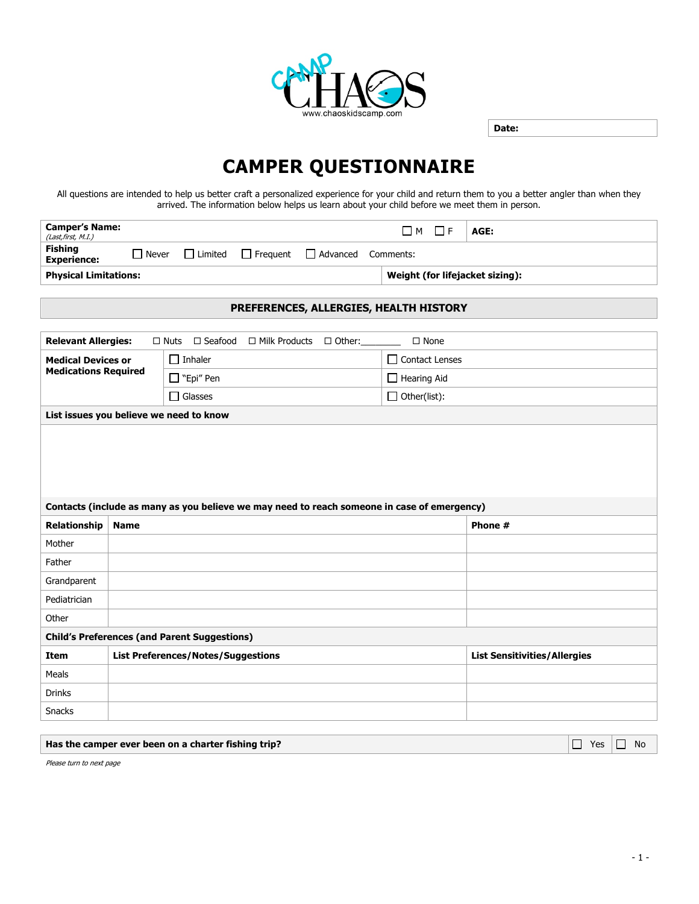CAMP CHAOS
www.chaoskidscamp.com

| **Date:** |
|---|

# CAMPER QUESTIONNAIRE

All questions are intended to help us better craft a personalized experience for your child and return them to you a better angler than when they arrived. The information below helps us learn about your child before we meet them in person.

| | | |
|---|---|---|
| **Camper's Name:** *(Last,first, M.I.)* | ☐ M ☐ F | **AGE:** |
| **Fishing Experience:** ☐ Never ☐ Limited ☐ Frequent ☐ Advanced Comments: | | |
| **Physical Limitations:** | **Weight (for lifejacket sizing):** | |

## PREFERENCES, ALLERGIES, HEALTH HISTORY

| | | |
|---|---|---|
| **Relevant Allergies:** ☐ Nuts ☐ Seafood ☐ Milk Products ☐ Other:________ ☐ None | | |
| **Medical Devices or Medications Required** | ☐ Inhaler | ☐ Contact Lenses |
| | ☐ "Epi" Pen | ☐ Hearing Aid |
| | ☐ Glasses | ☐ Other(list): |

**List issues you believe we need to know**

**Contacts (include as many as you believe we may need to reach someone in case of emergency)**

| Relationship | Name | Phone # |
|---|---|---|
| Mother | | |
| Father | | |
| Grandparent | | |
| Pediatrician | | |
| Other | | |

**Child's Preferences (and Parent Suggestions)**

| Item | List Preferences/Notes/Suggestions | List Sensitivities/Allergies |
|---|---|---|
| Meals | | |
| Drinks | | |
| Snacks | | |

| | | |
|---|---|---|
| **Has the camper ever been on a charter fishing trip?** | ☐ Yes | ☐ No |

*Please turn to next page*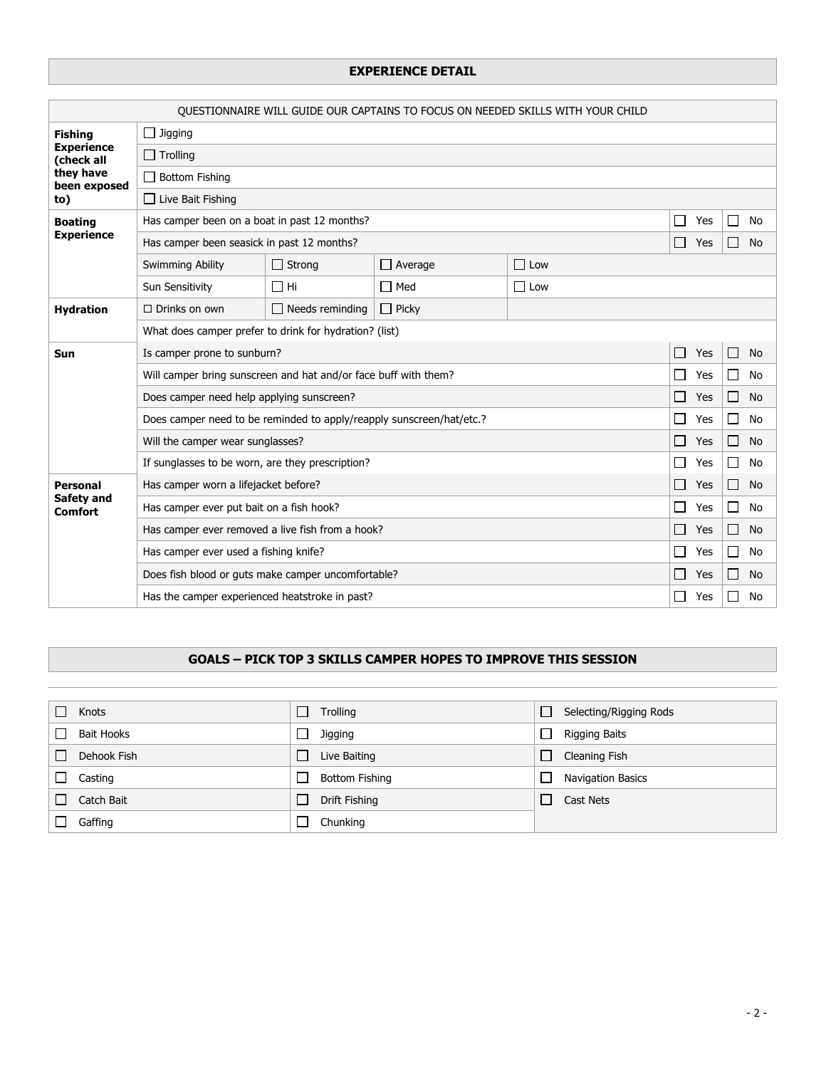## EXPERIENCE DETAIL

| QUESTIONNAIRE WILL GUIDE OUR CAPTAINS TO FOCUS ON NEEDED SKILLS WITH YOUR CHILD | | | | | | |
|---|---|---|---|---|---|---|
| **Fishing Experience (check all they have been exposed to)** | ☐ Jigging | | | | | |
| | ☐ Trolling | | | | | |
| | ☐ Bottom Fishing | | | | | |
| | ☐ Live Bait Fishing | | | | | |
| **Boating Experience** | Has camper been on a boat in past 12 months? | | | | ☐ Yes | ☐ No |
| | Has camper been seasick in past 12 months? | | | | ☐ Yes | ☐ No |
| | Swimming Ability | ☐ Strong | ☐ Average | ☐ Low | | |
| | Sun Sensitivity | ☐ Hi | ☐ Med | ☐ Low | | |
| **Hydration** | ☐ Drinks on own | ☐ Needs reminding | ☐ Picky | | | |
| | What does camper prefer to drink for hydration? (list) | | | | | |
| **Sun** | Is camper prone to sunburn? | | | | ☐ Yes | ☐ No |
| | Will camper bring sunscreen and hat and/or face buff with them? | | | | ☐ Yes | ☐ No |
| | Does camper need help applying sunscreen? | | | | ☐ Yes | ☐ No |
| | Does camper need to be reminded to apply/reapply sunscreen/hat/etc.? | | | | ☐ Yes | ☐ No |
| | Will the camper wear sunglasses? | | | | ☐ Yes | ☐ No |
| | If sunglasses to be worn, are they prescription? | | | | ☐ Yes | ☐ No |
| **Personal Safety and Comfort** | Has camper worn a lifejacket before? | | | | ☐ Yes | ☐ No |
| | Has camper ever put bait on a fish hook? | | | | ☐ Yes | ☐ No |
| | Has camper ever removed a live fish from a hook? | | | | ☐ Yes | ☐ No |
| | Has camper ever used a fishing knife? | | | | ☐ Yes | ☐ No |
| | Does fish blood or guts make camper uncomfortable? | | | | ☐ Yes | ☐ No |
| | Has the camper experienced heatstroke in past? | | | | ☐ Yes | ☐ No |

## GOALS – PICK TOP 3 SKILLS CAMPER HOPES TO IMPROVE THIS SESSION

| | | |
|---|---|---|
| ☐ Knots | ☐ Trolling | ☐ Selecting/Rigging Rods |
| ☐ Bait Hooks | ☐ Jigging | ☐ Rigging Baits |
| ☐ Dehook Fish | ☐ Live Baiting | ☐ Cleaning Fish |
| ☐ Casting | ☐ Bottom Fishing | ☐ Navigation Basics |
| ☐ Catch Bait | ☐ Drift Fishing | ☐ Cast Nets |
| ☐ Gaffing | ☐ Chunking | |